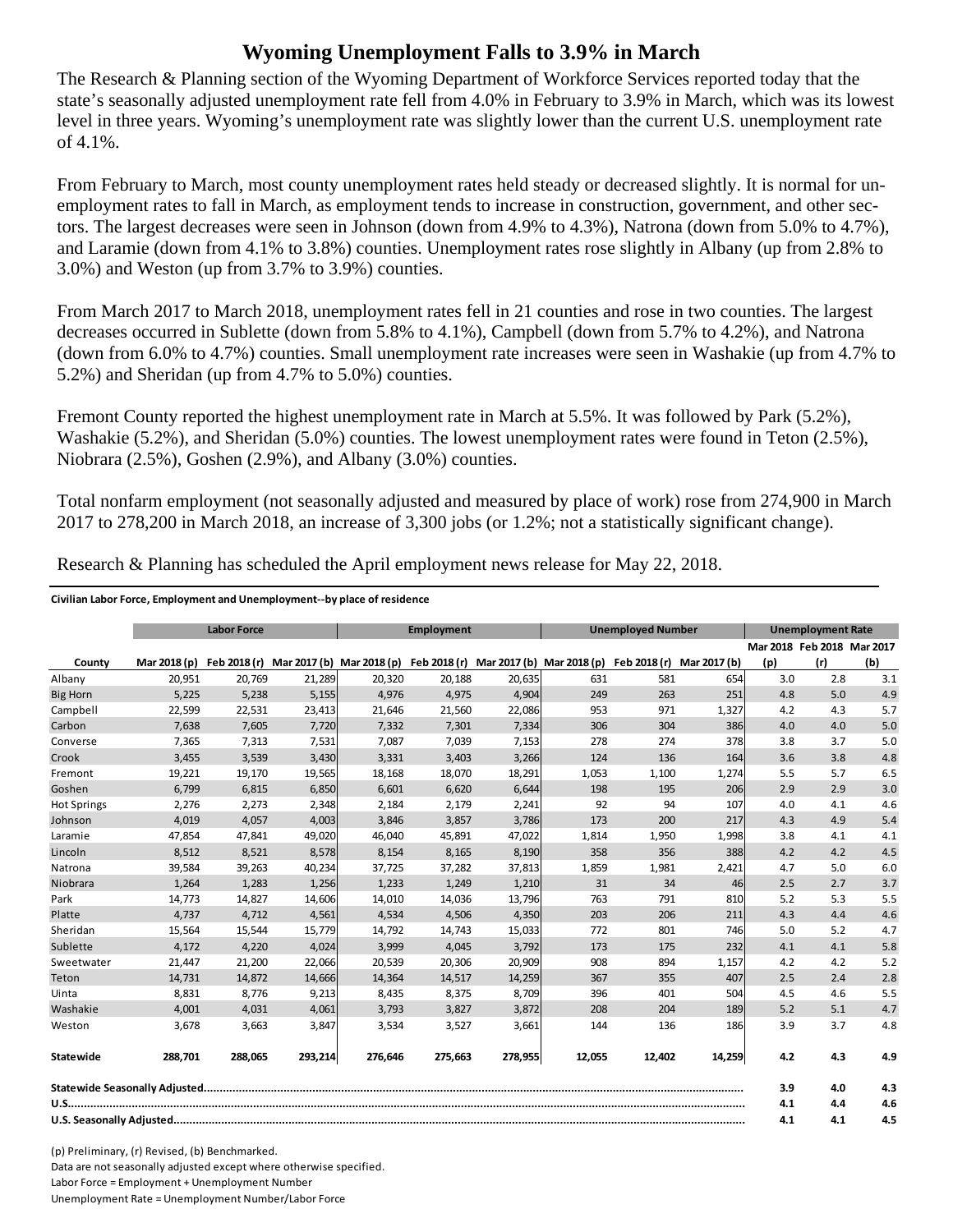# Wyoming Unemployment Falls to 3.9% in March

The Research & Planning section of the Wyoming Department of Workforce Services reported today that the state's seasonally adjusted unemployment rate fell from 4.0% in February to 3.9% in March, which was its lowest level in three years. Wyoming's unemployment rate was slightly lower than the current U.S. unemployment rate of 4.1%.

From February to March, most county unemployment rates held steady or decreased slightly. It is normal for unemployment rates to fall in March, as employment tends to increase in construction, government, and other sectors. The largest decreases were seen in Johnson (down from 4.9% to 4.3%), Natrona (down from 5.0% to 4.7%), and Laramie (down from 4.1% to 3.8%) counties. Unemployment rates rose slightly in Albany (up from 2.8% to 3.0%) and Weston (up from 3.7% to 3.9%) counties.

From March 2017 to March 2018, unemployment rates fell in 21 counties and rose in two counties. The largest decreases occurred in Sublette (down from 5.8% to 4.1%), Campbell (down from 5.7% to 4.2%), and Natrona (down from 6.0% to 4.7%) counties. Small unemployment rate increases were seen in Washakie (up from 4.7% to 5.2%) and Sheridan (up from 4.7% to 5.0%) counties.

Fremont County reported the highest unemployment rate in March at 5.5%. It was followed by Park (5.2%), Washakie (5.2%), and Sheridan (5.0%) counties. The lowest unemployment rates were found in Teton (2.5%), Niobrara (2.5%), Goshen (2.9%), and Albany (3.0%) counties.

Total nonfarm employment (not seasonally adjusted and measured by place of work) rose from 274,900 in March 2017 to 278,200 in March 2018, an increase of 3,300 jobs (or 1.2%; not a statistically significant change).

Research & Planning has scheduled the April employment news release for May 22, 2018.

**Civilian Labor Force, Employment and Unemployment--by place of residence**

| | Labor Force | | | Employment | | | Unemployed Number | | | Unemployment Rate | | |
|---|---|---|---|---|---|---|---|---|---|---|---|---|
| County | Mar 2018 (p) | Feb 2018 (r) | Mar 2017 (b) | Mar 2018 (p) | Feb 2018 (r) | Mar 2017 (b) | Mar 2018 (p) | Feb 2018 (r) | Mar 2017 (b) | Mar 2018 (p) | Feb 2018 (r) | Mar 2017 (b) |
| Albany | 20,951 | 20,769 | 21,289 | 20,320 | 20,188 | 20,635 | 631 | 581 | 654 | 3.0 | 2.8 | 3.1 |
| Big Horn | 5,225 | 5,238 | 5,155 | 4,976 | 4,975 | 4,904 | 249 | 263 | 251 | 4.8 | 5.0 | 4.9 |
| Campbell | 22,599 | 22,531 | 23,413 | 21,646 | 21,560 | 22,086 | 953 | 971 | 1,327 | 4.2 | 4.3 | 5.7 |
| Carbon | 7,638 | 7,605 | 7,720 | 7,332 | 7,301 | 7,334 | 306 | 304 | 386 | 4.0 | 4.0 | 5.0 |
| Converse | 7,365 | 7,313 | 7,531 | 7,087 | 7,039 | 7,153 | 278 | 274 | 378 | 3.8 | 3.7 | 5.0 |
| Crook | 3,455 | 3,539 | 3,430 | 3,331 | 3,403 | 3,266 | 124 | 136 | 164 | 3.6 | 3.8 | 4.8 |
| Fremont | 19,221 | 19,170 | 19,565 | 18,168 | 18,070 | 18,291 | 1,053 | 1,100 | 1,274 | 5.5 | 5.7 | 6.5 |
| Goshen | 6,799 | 6,815 | 6,850 | 6,601 | 6,620 | 6,644 | 198 | 195 | 206 | 2.9 | 2.9 | 3.0 |
| Hot Springs | 2,276 | 2,273 | 2,348 | 2,184 | 2,179 | 2,241 | 92 | 94 | 107 | 4.0 | 4.1 | 4.6 |
| Johnson | 4,019 | 4,057 | 4,003 | 3,846 | 3,857 | 3,786 | 173 | 200 | 217 | 4.3 | 4.9 | 5.4 |
| Laramie | 47,854 | 47,841 | 49,020 | 46,040 | 45,891 | 47,022 | 1,814 | 1,950 | 1,998 | 3.8 | 4.1 | 4.1 |
| Lincoln | 8,512 | 8,521 | 8,578 | 8,154 | 8,165 | 8,190 | 358 | 356 | 388 | 4.2 | 4.2 | 4.5 |
| Natrona | 39,584 | 39,263 | 40,234 | 37,725 | 37,282 | 37,813 | 1,859 | 1,981 | 2,421 | 4.7 | 5.0 | 6.0 |
| Niobrara | 1,264 | 1,283 | 1,256 | 1,233 | 1,249 | 1,210 | 31 | 34 | 46 | 2.5 | 2.7 | 3.7 |
| Park | 14,773 | 14,827 | 14,606 | 14,010 | 14,036 | 13,796 | 763 | 791 | 810 | 5.2 | 5.3 | 5.5 |
| Platte | 4,737 | 4,712 | 4,561 | 4,534 | 4,506 | 4,350 | 203 | 206 | 211 | 4.3 | 4.4 | 4.6 |
| Sheridan | 15,564 | 15,544 | 15,779 | 14,792 | 14,743 | 15,033 | 772 | 801 | 746 | 5.0 | 5.2 | 4.7 |
| Sublette | 4,172 | 4,220 | 4,024 | 3,999 | 4,045 | 3,792 | 173 | 175 | 232 | 4.1 | 4.1 | 5.8 |
| Sweetwater | 21,447 | 21,200 | 22,066 | 20,539 | 20,306 | 20,909 | 908 | 894 | 1,157 | 4.2 | 4.2 | 5.2 |
| Teton | 14,731 | 14,872 | 14,666 | 14,364 | 14,517 | 14,259 | 367 | 355 | 407 | 2.5 | 2.4 | 2.8 |
| Uinta | 8,831 | 8,776 | 9,213 | 8,435 | 8,375 | 8,709 | 396 | 401 | 504 | 4.5 | 4.6 | 5.5 |
| Washakie | 4,001 | 4,031 | 4,061 | 3,793 | 3,827 | 3,872 | 208 | 204 | 189 | 5.2 | 5.1 | 4.7 |
| Weston | 3,678 | 3,663 | 3,847 | 3,534 | 3,527 | 3,661 | 144 | 136 | 186 | 3.9 | 3.7 | 4.8 |
| **Statewide** | **288,701** | **288,065** | **293,214** | **276,646** | **275,663** | **278,955** | **12,055** | **12,402** | **14,259** | **4.2** | **4.3** | **4.9** |
| **Statewide Seasonally Adjusted** | | | | | | | | | | **3.9** | **4.0** | **4.3** |
| **U.S.** | | | | | | | | | | **4.1** | **4.4** | **4.6** |
| **U.S. Seasonally Adjusted** | | | | | | | | | | **4.1** | **4.1** | **4.5** |

(p) Preliminary, (r) Revised, (b) Benchmarked.

Data are not seasonally adjusted except where otherwise specified.

Labor Force = Employment + Unemployment Number

Unemployment Rate = Unemployment Number/Labor Force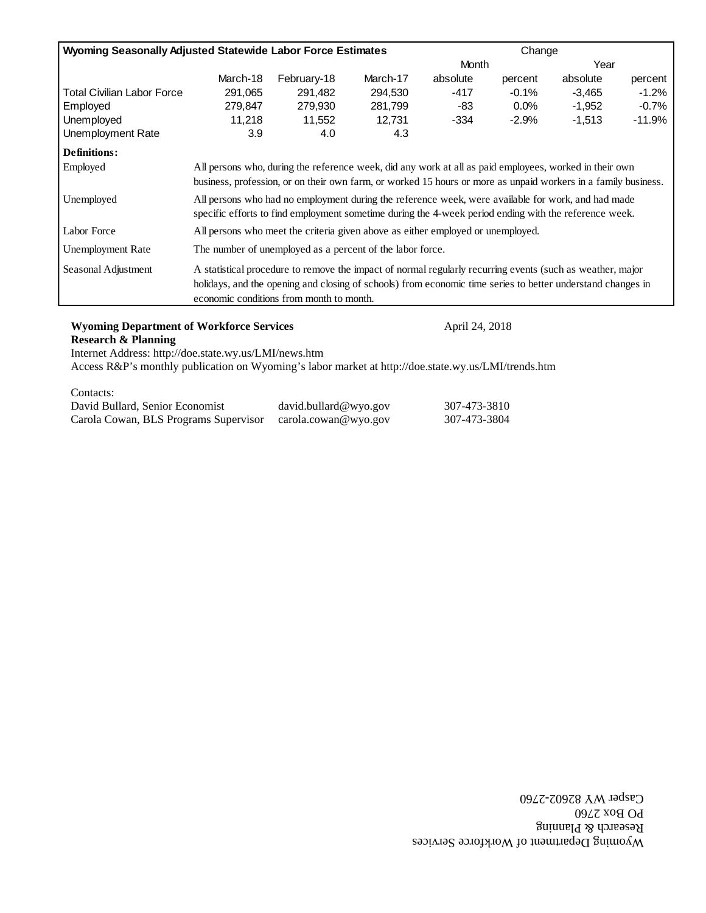| Wyoming Seasonally Adjusted Statewide Labor Force Estimates | | | | Change | | | |
|---|---|---|---|---|---|---|---|
| | | | | Month | | Year | |
| | March-18 | February-18 | March-17 | absolute | percent | absolute | percent |
| Total Civilian Labor Force | 291,065 | 291,482 | 294,530 | -417 | -0.1% | -3,465 | -1.2% |
| Employed | 279,847 | 279,930 | 281,799 | -83 | 0.0% | -1,952 | -0.7% |
| Unemployed | 11,218 | 11,552 | 12,731 | -334 | -2.9% | -1,513 | -11.9% |
| Unemployment Rate | 3.9 | 4.0 | 4.3 | | | | |

**Definitions:**

| | |
|---|---|
| Employed | All persons who, during the reference week, did any work at all as paid employees, worked in their own business, profession, or on their own farm, or worked 15 hours or more as unpaid workers in a family business. |
| Unemployed | All persons who had no employment during the reference week, were available for work, and had made specific efforts to find employment sometime during the 4-week period ending with the reference week. |
| Labor Force | All persons who meet the criteria given above as either employed or unemployed. |
| Unemployment Rate | The number of unemployed as a percent of the labor force. |
| Seasonal Adjustment | A statistical procedure to remove the impact of normal regularly recurring events (such as weather, major holidays, and the opening and closing of schools) from economic time series to better understand changes in economic conditions from month to month. |

**Wyoming Department of Workforce Services**
**Research & Planning**

April 24, 2018

Internet Address: http://doe.state.wy.us/LMI/news.htm
Access R&P's monthly publication on Wyoming's labor market at http://doe.state.wy.us/LMI/trends.htm

Contacts:

| | | |
|---|---|---|
| David Bullard, Senior Economist | david.bullard@wyo.gov | 307-473-3810 |
| Carola Cowan, BLS Programs Supervisor | carola.cowan@wyo.gov | 307-473-3804 |

Wyoming Department of Workforce Services
Research & Planning
PO Box 2760
Casper WY 82602-2760